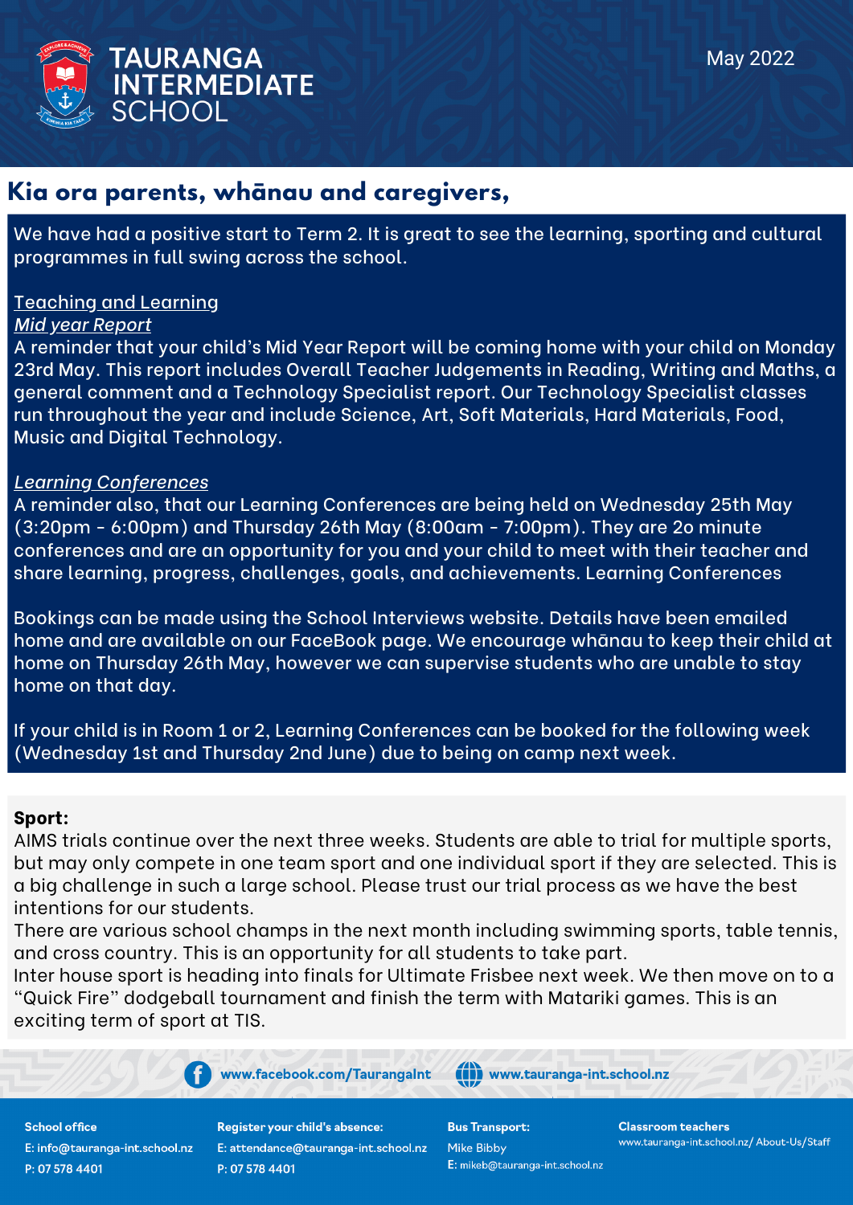# TAURANGA INTERMEDIATE SCHOOL

May 2022

## Kia ora parents, whānau and caregivers,

We have had a positive start to Term 2. It is great to see the learning, sporting and cultural programmes in full swing across the school.

Teaching and Learning

*Mid year Report*

A reminder that your child's Mid Year Report will be coming home with your child on Monday 23rd May. This report includes Overall Teacher Judgements in Reading, Writing and Maths, a general comment and a Technology Specialist report. Our Technology Specialist classes run throughout the year and include Science, Art, Soft Materials, Hard Materials, Food, Music and Digital Technology.

*Learning Conferences*

A reminder also, that our Learning Conferences are being held on Wednesday 25th May (3:20pm - 6:00pm) and Thursday 26th May (8:00am - 7:00pm). They are 2o minute conferences and are an opportunity for you and your child to meet with their teacher and share learning, progress, challenges, goals, and achievements. Learning Conferences

Bookings can be made using the School Interviews website. Details have been emailed home and are available on our FaceBook page. We encourage whānau to keep their child at home on Thursday 26th May, however we can supervise students who are unable to stay home on that day.

If your child is in Room 1 or 2, Learning Conferences can be booked for the following week (Wednesday 1st and Thursday 2nd June) due to being on camp next week.

**Sport:**

AIMS trials continue over the next three weeks. Students are able to trial for multiple sports, but may only compete in one team sport and one individual sport if they are selected. This is a big challenge in such a large school. Please trust our trial process as we have the best intentions for our students.

There are various school champs in the next month including swimming sports, table tennis, and cross country. This is an opportunity for all students to take part.

Inter house sport is heading into finals for Ultimate Frisbee next week. We then move on to a "Quick Fire" dodgeball tournament and finish the term with Matariki games. This is an exciting term of sport at TIS.

www.facebook.com/TaurangaInt | www.tauranga-int.school.nz

**School office**
E: info@tauranga-int.school.nz
P: 07 578 4401

**Register your child's absence:**
E: attendance@tauranga-int.school.nz
P: 07 578 4401

**Bus Transport:**
Mike Bibby
E: mikeb@tauranga-int.school.nz

**Classroom teachers**
www.tauranga-int.school.nz/ About-Us/Staff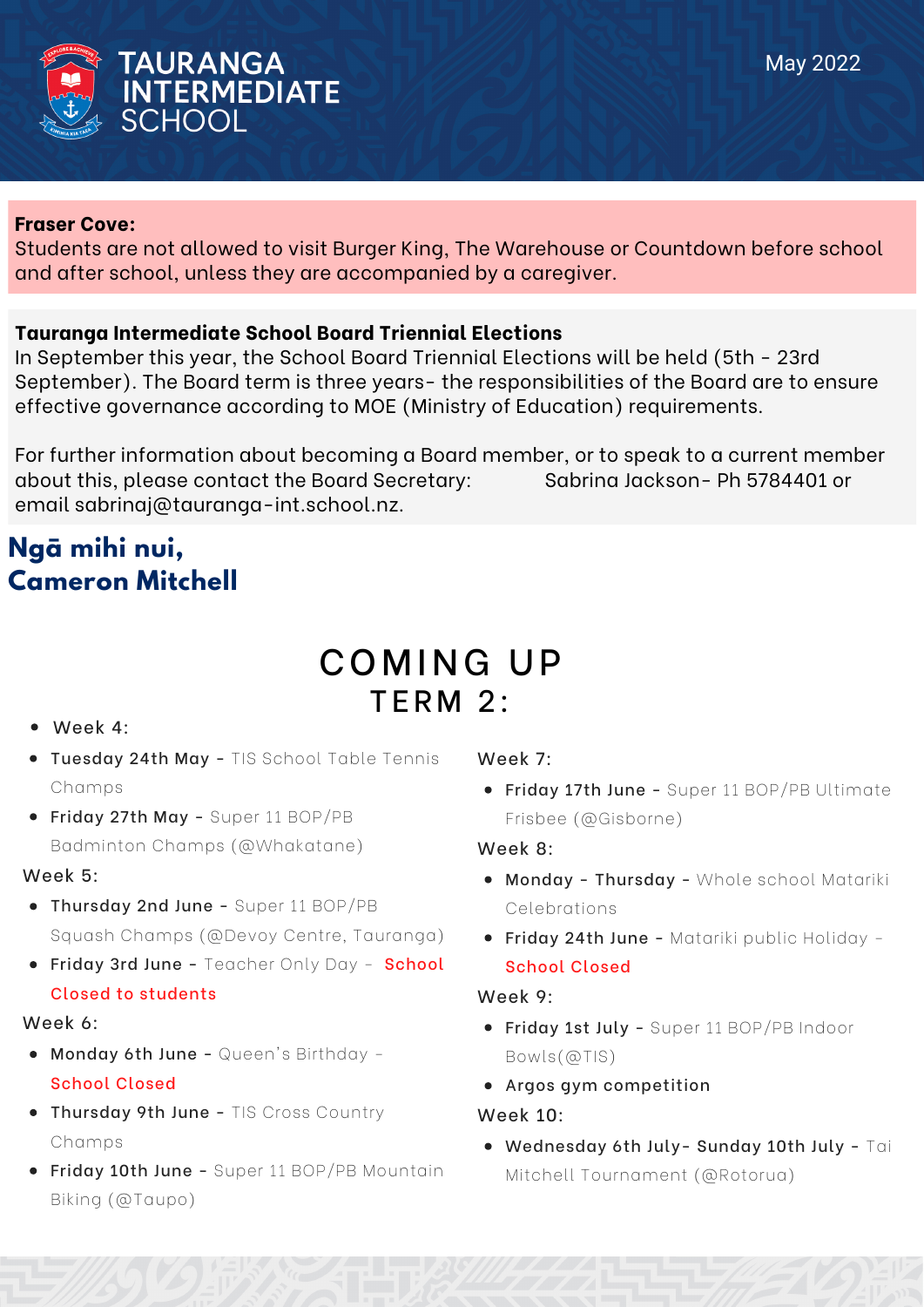# TAURANGA INTERMEDIATE SCHOOL

May 2022

**Fraser Cove:**
Students are not allowed to visit Burger King, The Warehouse or Countdown before school and after school, unless they are accompanied by a caregiver.

**Tauranga Intermediate School Board Triennial Elections**
In September this year, the School Board Triennial Elections will be held (5th - 23rd September). The Board term is three years- the responsibilities of the Board are to ensure effective governance according to MOE (Ministry of Education) requirements.

For further information about becoming a Board member, or to speak to a current member about this, please contact the Board Secretary: Sabrina Jackson- Ph 5784401 or email sabrinaj@tauranga-int.school.nz.

**Ngā mihi nui,**
**Cameron Mitchell**

## COMING UP TERM 2:

- Week 4:
- **Tuesday 24th May** - TIS School Table Tennis Champs
- **Friday 27th May** - Super 11 BOP/PB Badminton Champs (@Whakatane)

Week 5:

- **Thursday 2nd June** - Super 11 BOP/PB Squash Champs (@Devoy Centre, Tauranga)
- **Friday 3rd June** - Teacher Only Day - **School Closed to students**

Week 6:

- **Monday 6th June** - Queen's Birthday - **School Closed**
- **Thursday 9th June** - TIS Cross Country Champs
- **Friday 10th June** - Super 11 BOP/PB Mountain Biking (@Taupo)

Week 7:

- **Friday 17th June** - Super 11 BOP/PB Ultimate Frisbee (@Gisborne)

Week 8:

- **Monday - Thursday** - Whole school Matariki Celebrations
- **Friday 24th June** - Matariki public Holiday - **School Closed**

Week 9:

- **Friday 1st July** - Super 11 BOP/PB Indoor Bowls(@TIS)
- **Argos gym competition**

Week 10:

- **Wednesday 6th July- Sunday 10th July** - Tai Mitchell Tournament (@Rotorua)